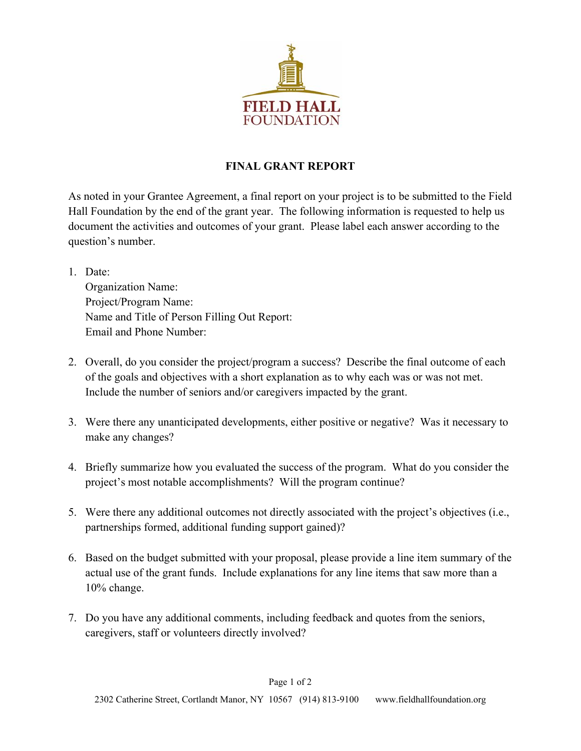FIELD HALL
FOUNDATION

# FINAL GRANT REPORT

As noted in your Grantee Agreement, a final report on your project is to be submitted to the Field Hall Foundation by the end of the grant year. The following information is requested to help us document the activities and outcomes of your grant. Please label each answer according to the question's number.

1. Date:
   Organization Name:
   Project/Program Name:
   Name and Title of Person Filling Out Report:
   Email and Phone Number:

2. Overall, do you consider the project/program a success? Describe the final outcome of each of the goals and objectives with a short explanation as to why each was or was not met. Include the number of seniors and/or caregivers impacted by the grant.

3. Were there any unanticipated developments, either positive or negative? Was it necessary to make any changes?

4. Briefly summarize how you evaluated the success of the program. What do you consider the project's most notable accomplishments? Will the program continue?

5. Were there any additional outcomes not directly associated with the project's objectives (i.e., partnerships formed, additional funding support gained)?

6. Based on the budget submitted with your proposal, please provide a line item summary of the actual use of the grant funds. Include explanations for any line items that saw more than a 10% change.

7. Do you have any additional comments, including feedback and quotes from the seniors, caregivers, staff or volunteers directly involved?

2302 Catherine Street, Cortlandt Manor, NY 10567 (914) 813-9100 www.fieldhallfoundation.org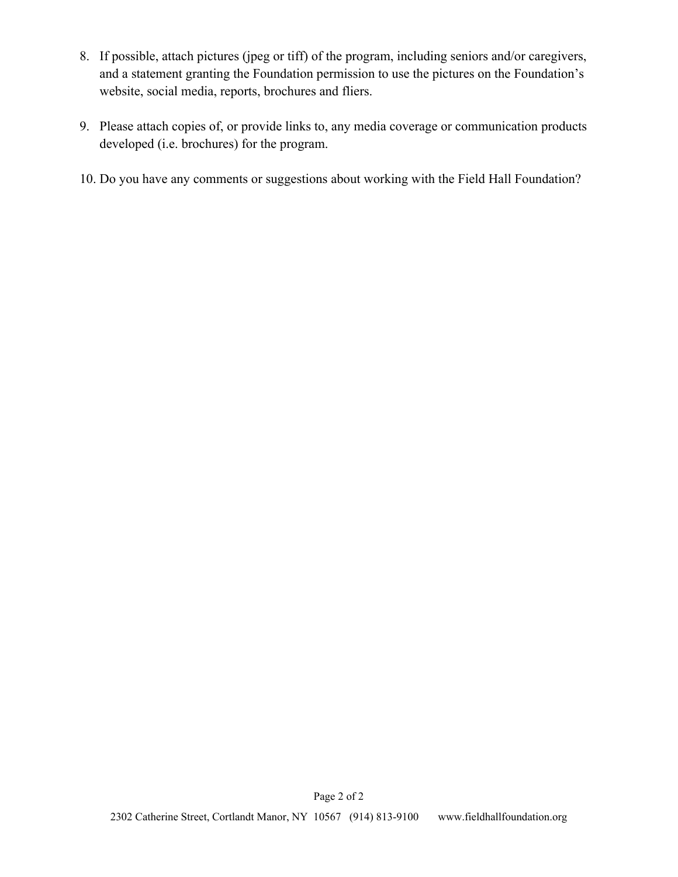8. If possible, attach pictures (jpeg or tiff) of the program, including seniors and/or caregivers, and a statement granting the Foundation permission to use the pictures on the Foundation's website, social media, reports, brochures and fliers.

9. Please attach copies of, or provide links to, any media coverage or communication products developed (i.e. brochures) for the program.

10. Do you have any comments or suggestions about working with the Field Hall Foundation?

2302 Catherine Street, Cortlandt Manor, NY 10567 (914) 813-9100 www.fieldhallfoundation.org